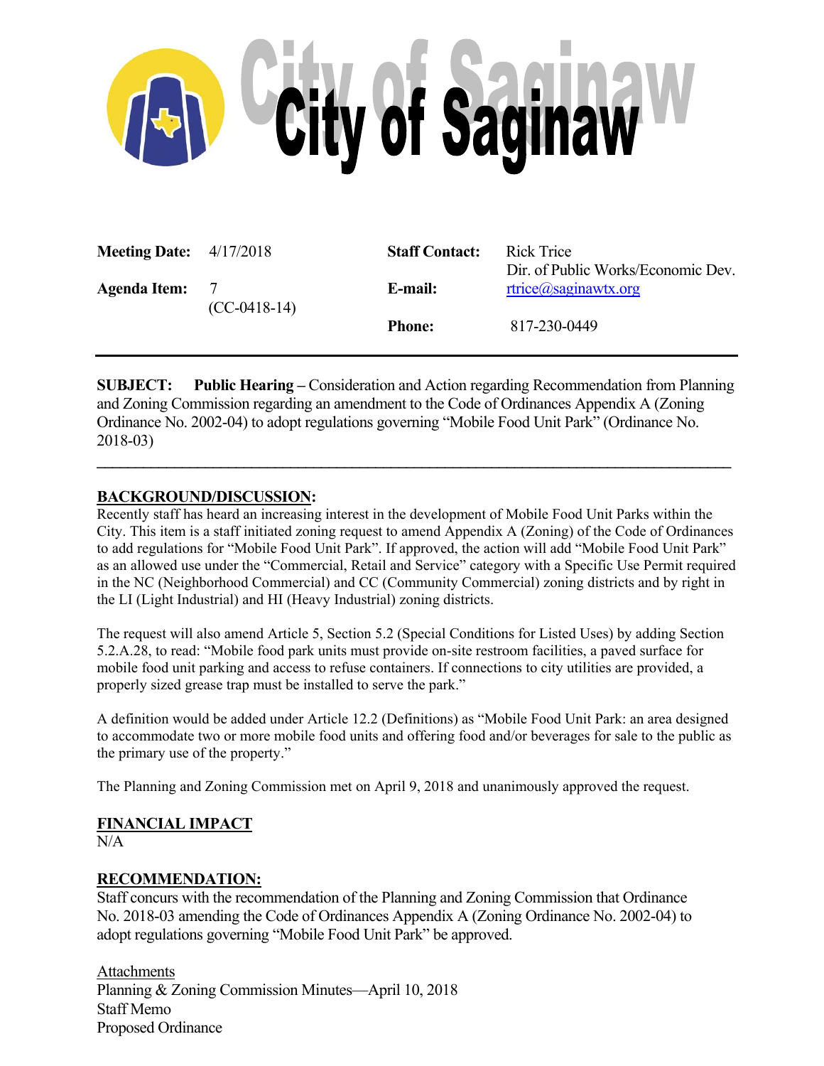# City of Saginaw

| | | | |
|---|---|---|---|
| **Meeting Date:** | 4/17/2018 | **Staff Contact:** | Rick Trice<br>Dir. of Public Works/Economic Dev. |
| **Agenda Item:** | 7<br>(CC-0418-14) | **E-mail:** | rtrice@saginawtx.org |
| | | **Phone:** | 817-230-0449 |

**SUBJECT:** **Public Hearing –** Consideration and Action regarding Recommendation from Planning and Zoning Commission regarding an amendment to the Code of Ordinances Appendix A (Zoning Ordinance No. 2002-04) to adopt regulations governing "Mobile Food Unit Park" (Ordinance No. 2018-03)

---

## BACKGROUND/DISCUSSION:

Recently staff has heard an increasing interest in the development of Mobile Food Unit Parks within the City. This item is a staff initiated zoning request to amend Appendix A (Zoning) of the Code of Ordinances to add regulations for "Mobile Food Unit Park". If approved, the action will add "Mobile Food Unit Park" as an allowed use under the "Commercial, Retail and Service" category with a Specific Use Permit required in the NC (Neighborhood Commercial) and CC (Community Commercial) zoning districts and by right in the LI (Light Industrial) and HI (Heavy Industrial) zoning districts.

The request will also amend Article 5, Section 5.2 (Special Conditions for Listed Uses) by adding Section 5.2.A.28, to read: "Mobile food park units must provide on-site restroom facilities, a paved surface for mobile food unit parking and access to refuse containers. If connections to city utilities are provided, a properly sized grease trap must be installed to serve the park."

A definition would be added under Article 12.2 (Definitions) as "Mobile Food Unit Park: an area designed to accommodate two or more mobile food units and offering food and/or beverages for sale to the public as the primary use of the property."

The Planning and Zoning Commission met on April 9, 2018 and unanimously approved the request.

## FINANCIAL IMPACT

N/A

## RECOMMENDATION:

Staff concurs with the recommendation of the Planning and Zoning Commission that Ordinance No. 2018-03 amending the Code of Ordinances Appendix A (Zoning Ordinance No. 2002-04) to adopt regulations governing "Mobile Food Unit Park" be approved.

Attachments
Planning & Zoning Commission Minutes—April 10, 2018
Staff Memo
Proposed Ordinance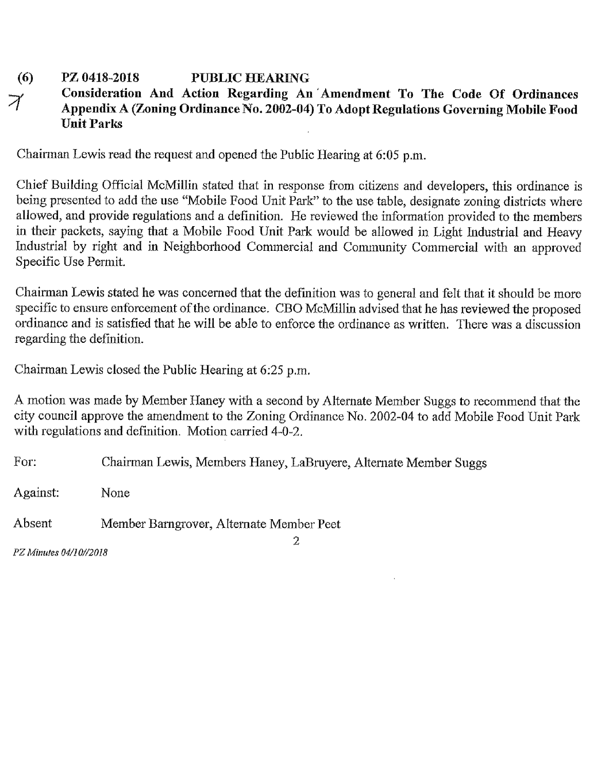**(6) PZ 0418-2018 PUBLIC HEARING**

7

**Consideration And Action Regarding An Amendment To The Code Of Ordinances Appendix A (Zoning Ordinance No. 2002-04) To Adopt Regulations Governing Mobile Food Unit Parks**

Chairman Lewis read the request and opened the Public Hearing at 6:05 p.m.

Chief Building Official McMillin stated that in response from citizens and developers, this ordinance is being presented to add the use "Mobile Food Unit Park" to the use table, designate zoning districts where allowed, and provide regulations and a definition. He reviewed the information provided to the members in their packets, saying that a Mobile Food Unit Park would be allowed in Light Industrial and Heavy Industrial by right and in Neighborhood Commercial and Community Commercial with an approved Specific Use Permit.

Chairman Lewis stated he was concerned that the definition was to general and felt that it should be more specific to ensure enforcement of the ordinance. CBO McMillin advised that he has reviewed the proposed ordinance and is satisfied that he will be able to enforce the ordinance as written. There was a discussion regarding the definition.

Chairman Lewis closed the Public Hearing at 6:25 p.m.

A motion was made by Member Haney with a second by Alternate Member Suggs to recommend that the city council approve the amendment to the Zoning Ordinance No. 2002-04 to add Mobile Food Unit Park with regulations and definition. Motion carried 4-0-2.

For: Chairman Lewis, Members Haney, LaBruyere, Alternate Member Suggs

Against: None

Absent Member Barngrover, Alternate Member Peet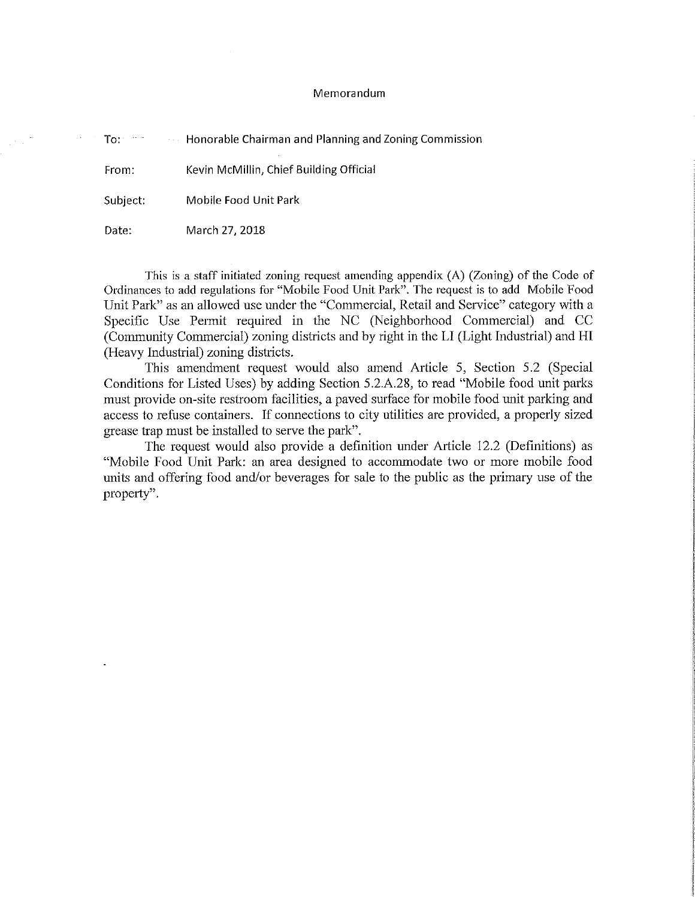Memorandum

To: Honorable Chairman and Planning and Zoning Commission

From: Kevin McMillin, Chief Building Official

Subject: Mobile Food Unit Park

Date: March 27, 2018

This is a staff initiated zoning request amending appendix (A) (Zoning) of the Code of Ordinances to add regulations for "Mobile Food Unit Park". The request is to add Mobile Food Unit Park" as an allowed use under the "Commercial, Retail and Service" category with a Specific Use Permit required in the NC (Neighborhood Commercial) and CC (Community Commercial) zoning districts and by right in the LI (Light Industrial) and HI (Heavy Industrial) zoning districts.

This amendment request would also amend Article 5, Section 5.2 (Special Conditions for Listed Uses) by adding Section 5.2.A.28, to read "Mobile food unit parks must provide on-site restroom facilities, a paved surface for mobile food unit parking and access to refuse containers. If connections to city utilities are provided, a properly sized grease trap must be installed to serve the park".

The request would also provide a definition under Article 12.2 (Definitions) as "Mobile Food Unit Park: an area designed to accommodate two or more mobile food units and offering food and/or beverages for sale to the public as the primary use of the property".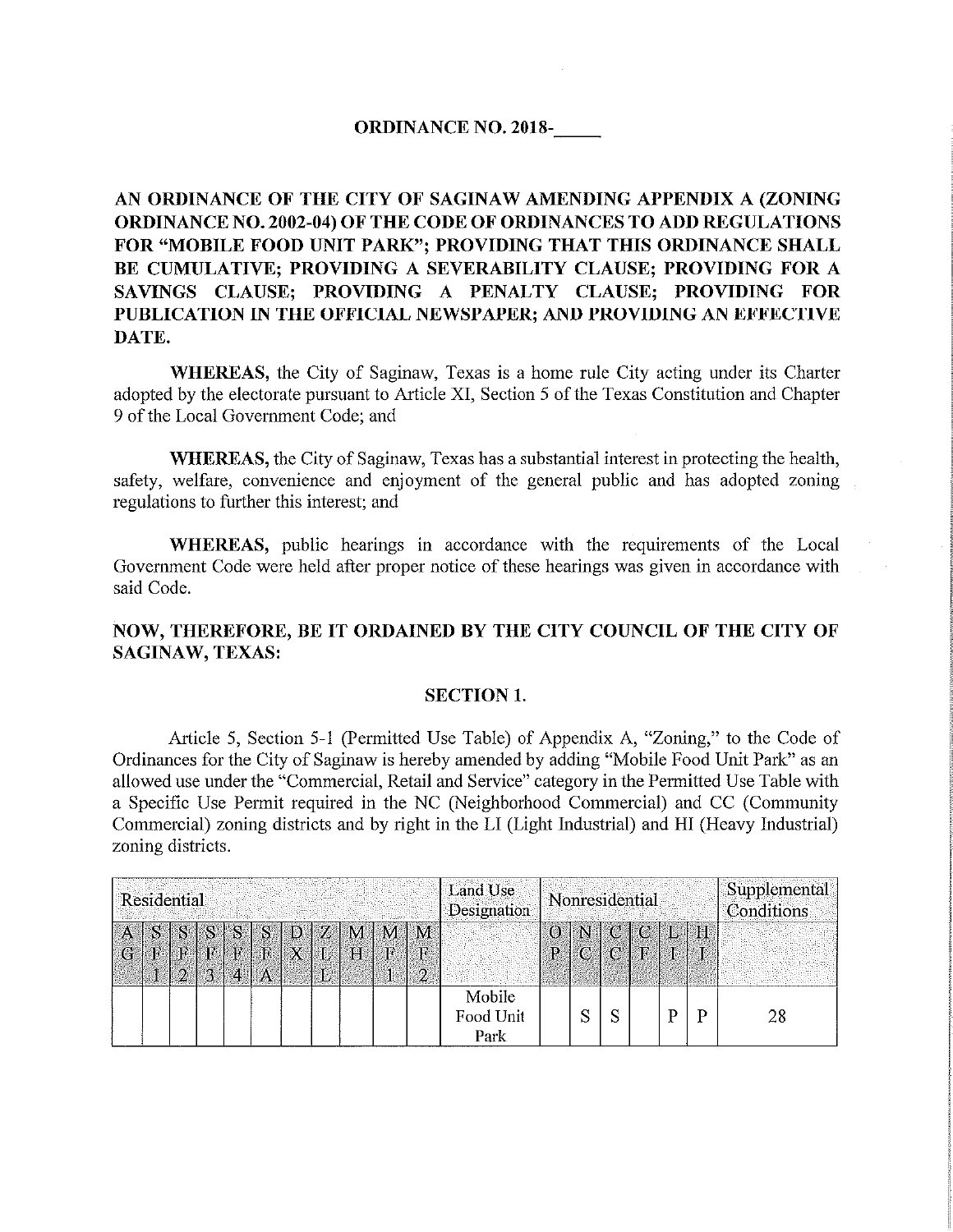**ORDINANCE NO. 2018-\_\_\_\_\_**

**AN ORDINANCE OF THE CITY OF SAGINAW AMENDING APPENDIX A (ZONING ORDINANCE NO. 2002-04) OF THE CODE OF ORDINANCES TO ADD REGULATIONS FOR "MOBILE FOOD UNIT PARK"; PROVIDING THAT THIS ORDINANCE SHALL BE CUMULATIVE; PROVIDING A SEVERABILITY CLAUSE; PROVIDING FOR A SAVINGS CLAUSE; PROVIDING A PENALTY CLAUSE; PROVIDING FOR PUBLICATION IN THE OFFICIAL NEWSPAPER; AND PROVIDING AN EFFECTIVE DATE.**

**WHEREAS,** the City of Saginaw, Texas is a home rule City acting under its Charter adopted by the electorate pursuant to Article XI, Section 5 of the Texas Constitution and Chapter 9 of the Local Government Code; and

**WHEREAS,** the City of Saginaw, Texas has a substantial interest in protecting the health, safety, welfare, convenience and enjoyment of the general public and has adopted zoning regulations to further this interest; and

**WHEREAS,** public hearings in accordance with the requirements of the Local Government Code were held after proper notice of these hearings was given in accordance with said Code.

**NOW, THEREFORE, BE IT ORDAINED BY THE CITY COUNCIL OF THE CITY OF SAGINAW, TEXAS:**

**SECTION 1.**

Article 5, Section 5-1 (Permitted Use Table) of Appendix A, "Zoning," to the Code of Ordinances for the City of Saginaw is hereby amended by adding "Mobile Food Unit Park" as an allowed use under the "Commercial, Retail and Service" category in the Permitted Use Table with a Specific Use Permit required in the NC (Neighborhood Commercial) and CC (Community Commercial) zoning districts and by right in the LI (Light Industrial) and HI (Heavy Industrial) zoning districts.

| Residential | | | | | | | | | | | Land Use Designation | Nonresidential | | | | | | Supplemental Conditions |
|---|---|---|---|---|---|---|---|---|---|---|---|---|---|---|---|---|---|---|
| AG | SF1 | SF2 | SF3 | SF4 | SFA | DX | ZLL | MH | MF1 | MF2 | | OP | NC | CC | CF | LI | HI | |
| | | | | | | | | | | | Mobile Food Unit Park | | S | S | | P | P | 28 |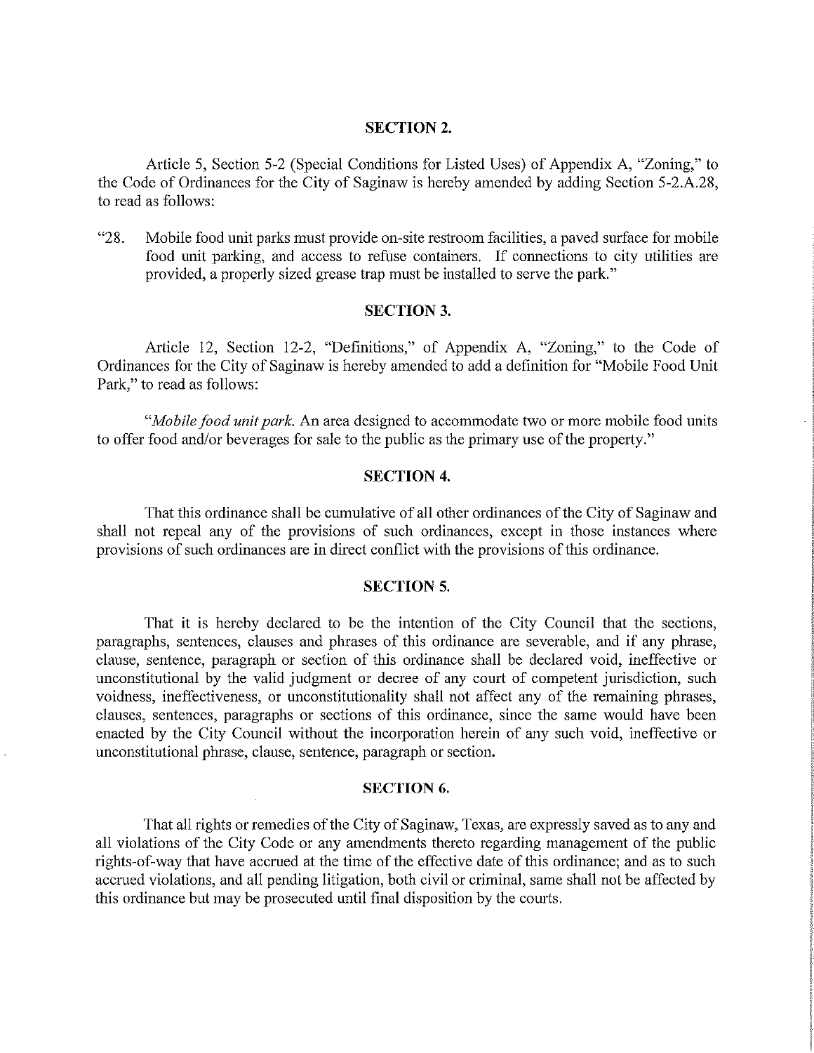## SECTION 2.

Article 5, Section 5-2 (Special Conditions for Listed Uses) of Appendix A, "Zoning," to the Code of Ordinances for the City of Saginaw is hereby amended by adding Section 5-2.A.28, to read as follows:

"28. Mobile food unit parks must provide on-site restroom facilities, a paved surface for mobile food unit parking, and access to refuse containers. If connections to city utilities are provided, a properly sized grease trap must be installed to serve the park."

## SECTION 3.

Article 12, Section 12-2, "Definitions," of Appendix A, "Zoning," to the Code of Ordinances for the City of Saginaw is hereby amended to add a definition for "Mobile Food Unit Park," to read as follows:

"*Mobile food unit park.* An area designed to accommodate two or more mobile food units to offer food and/or beverages for sale to the public as the primary use of the property."

## SECTION 4.

That this ordinance shall be cumulative of all other ordinances of the City of Saginaw and shall not repeal any of the provisions of such ordinances, except in those instances where provisions of such ordinances are in direct conflict with the provisions of this ordinance.

## SECTION 5.

That it is hereby declared to be the intention of the City Council that the sections, paragraphs, sentences, clauses and phrases of this ordinance are severable, and if any phrase, clause, sentence, paragraph or section of this ordinance shall be declared void, ineffective or unconstitutional by the valid judgment or decree of any court of competent jurisdiction, such voidness, ineffectiveness, or unconstitutionality shall not affect any of the remaining phrases, clauses, sentences, paragraphs or sections of this ordinance, since the same would have been enacted by the City Council without the incorporation herein of any such void, ineffective or unconstitutional phrase, clause, sentence, paragraph or section.

## SECTION 6.

That all rights or remedies of the City of Saginaw, Texas, are expressly saved as to any and all violations of the City Code or any amendments thereto regarding management of the public rights-of-way that have accrued at the time of the effective date of this ordinance; and as to such accrued violations, and all pending litigation, both civil or criminal, same shall not be affected by this ordinance but may be prosecuted until final disposition by the courts.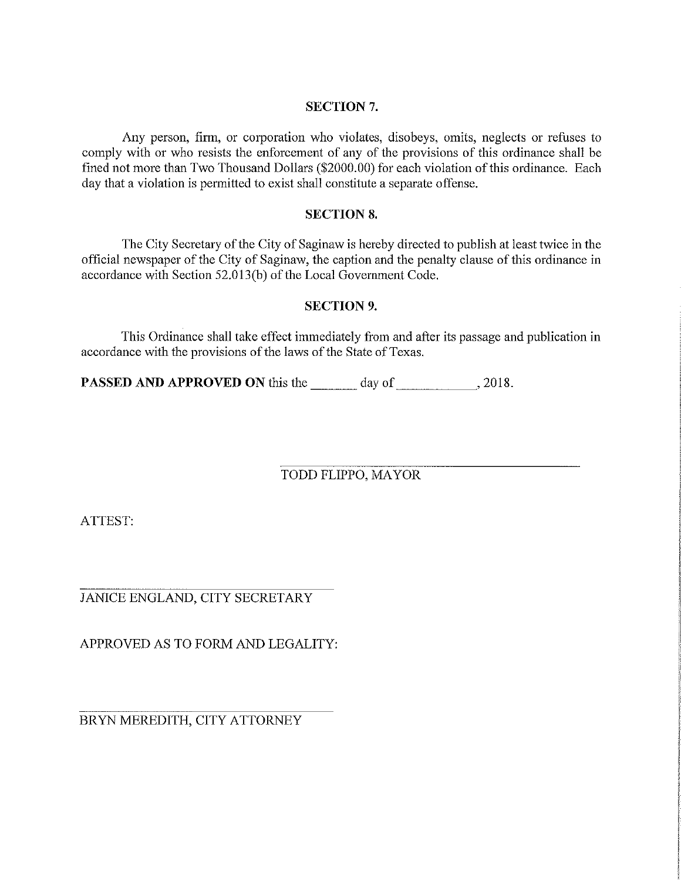**SECTION 7.**

Any person, firm, or corporation who violates, disobeys, omits, neglects or refuses to comply with or who resists the enforcement of any of the provisions of this ordinance shall be fined not more than Two Thousand Dollars ($2000.00) for each violation of this ordinance. Each day that a violation is permitted to exist shall constitute a separate offense.

**SECTION 8.**

The City Secretary of the City of Saginaw is hereby directed to publish at least twice in the official newspaper of the City of Saginaw, the caption and the penalty clause of this ordinance in accordance with Section 52.013(b) of the Local Government Code.

**SECTION 9.**

This Ordinance shall take effect immediately from and after its passage and publication in accordance with the provisions of the laws of the State of Texas.

**PASSED AND APPROVED ON** this the _______ day of _____________, 2018.

_________________________________
TODD FLIPPO, MAYOR

ATTEST:

_________________________________
JANICE ENGLAND, CITY SECRETARY

APPROVED AS TO FORM AND LEGALITY:

_________________________________
BRYN MEREDITH, CITY ATTORNEY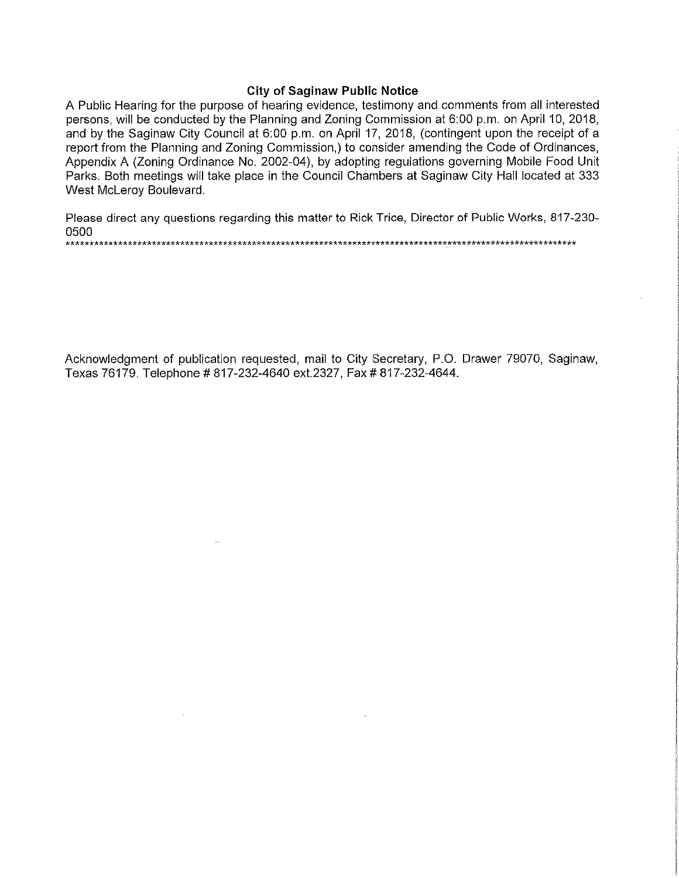## City of Saginaw Public Notice

A Public Hearing for the purpose of hearing evidence, testimony and comments from all interested persons, will be conducted by the Planning and Zoning Commission at 6:00 p.m. on April 10, 2018, and by the Saginaw City Council at 6:00 p.m. on April 17, 2018, (contingent upon the receipt of a report from the Planning and Zoning Commission,) to consider amending the Code of Ordinances, Appendix A (Zoning Ordinance No. 2002-04), by adopting regulations governing Mobile Food Unit Parks. Both meetings will take place in the Council Chambers at Saginaw City Hall located at 333 West McLeroy Boulevard.

Please direct any questions regarding this matter to Rick Trice, Director of Public Works, 817-230-0500

*******************************************************************************************************

Acknowledgment of publication requested, mail to City Secretary, P.O. Drawer 79070, Saginaw, Texas 76179. Telephone # 817-232-4640 ext.2327, Fax # 817-232-4644.